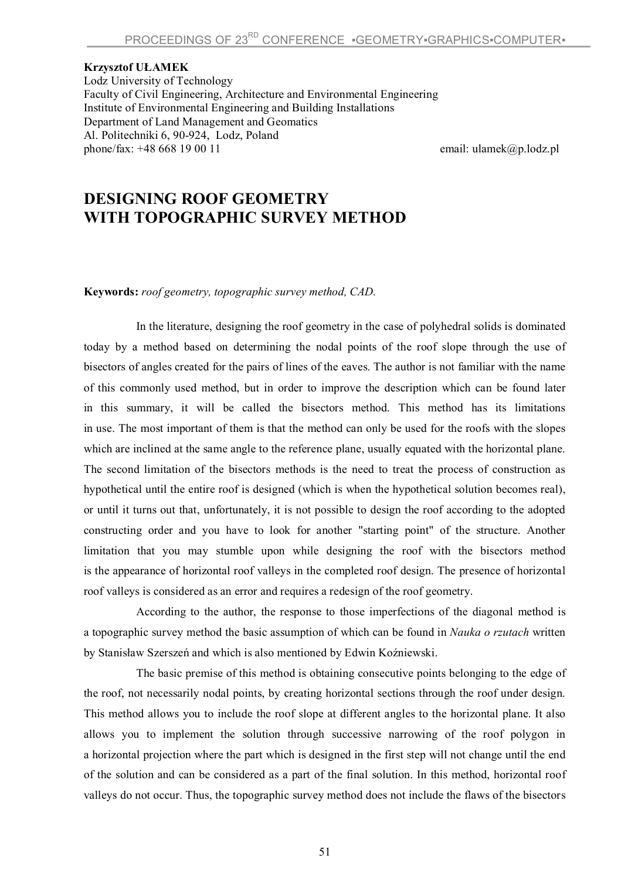**Krzysztof UŁAMEK**
Lodz University of Technology
Faculty of Civil Engineering, Architecture and Environmental Engineering
Institute of Environmental Engineering and Building Installations
Department of Land Management and Geomatics
Al. Politechniki 6, 90-924, Lodz, Poland
phone/fax: +48 668 19 00 11 email: ulamek@p.lodz.pl

# DESIGNING ROOF GEOMETRY WITH TOPOGRAPHIC SURVEY METHOD

**Keywords:** *roof geometry, topographic survey method, CAD.*

In the literature, designing the roof geometry in the case of polyhedral solids is dominated today by a method based on determining the nodal points of the roof slope through the use of bisectors of angles created for the pairs of lines of the eaves. The author is not familiar with the name of this commonly used method, but in order to improve the description which can be found later in this summary, it will be called the bisectors method. This method has its limitations in use. The most important of them is that the method can only be used for the roofs with the slopes which are inclined at the same angle to the reference plane, usually equated with the horizontal plane. The second limitation of the bisectors methods is the need to treat the process of construction as hypothetical until the entire roof is designed (which is when the hypothetical solution becomes real), or until it turns out that, unfortunately, it is not possible to design the roof according to the adopted constructing order and you have to look for another "starting point" of the structure. Another limitation that you may stumble upon while designing the roof with the bisectors method is the appearance of horizontal roof valleys in the completed roof design. The presence of horizontal roof valleys is considered as an error and requires a redesign of the roof geometry.

According to the author, the response to those imperfections of the diagonal method is a topographic survey method the basic assumption of which can be found in *Nauka o rzutach* written by Stanisław Szerszeń and which is also mentioned by Edwin Koźniewski.

The basic premise of this method is obtaining consecutive points belonging to the edge of the roof, not necessarily nodal points, by creating horizontal sections through the roof under design. This method allows you to include the roof slope at different angles to the horizontal plane. It also allows you to implement the solution through successive narrowing of the roof polygon in a horizontal projection where the part which is designed in the first step will not change until the end of the solution and can be considered as a part of the final solution. In this method, horizontal roof valleys do not occur. Thus, the topographic survey method does not include the flaws of the bisectors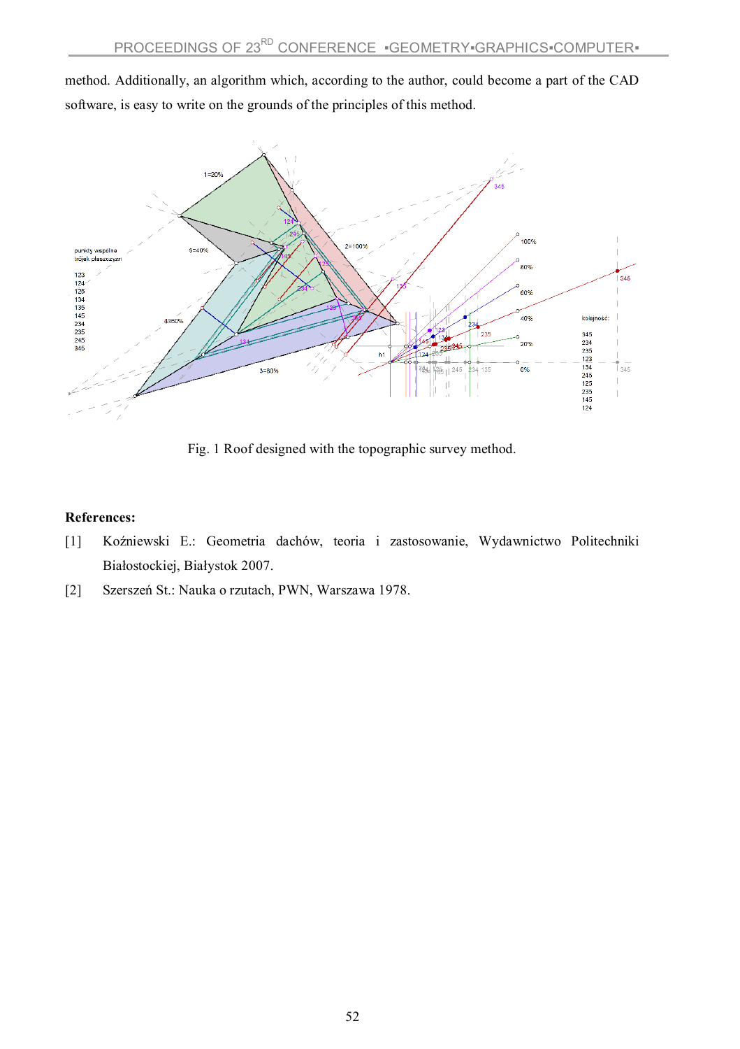method. Additionally, an algorithm which, according to the author, could become a part of the CAD software, is easy to write on the grounds of the principles of this method.

Fig. 1 Roof designed with the topographic survey method.

**References:**

[1] Koźniewski E.: Geometria dachów, teoria i zastosowanie, Wydawnictwo Politechniki Białostockiej, Białystok 2007.

[2] Szerszeń St.: Nauka o rzutach, PWN, Warszawa 1978.